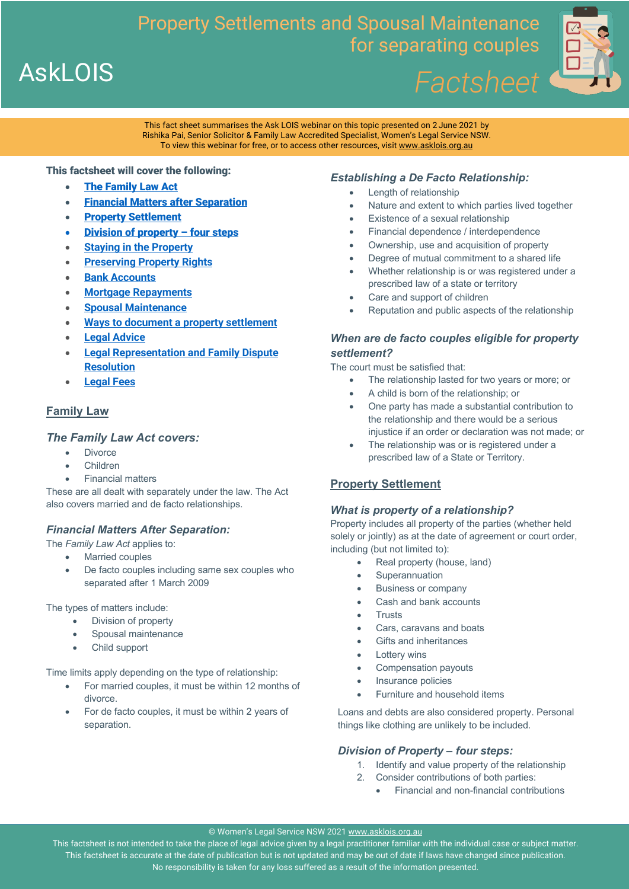# Property Settlements and Spousal Maintenance for separating couples

AskLOIS

*Factsheet*

This fact sheet summarises the Ask LOIS webinar on this topic presented on 2 June 2021 by Rishika Pai, Senior Solicitor & Family Law Accredited Specialist, Women's Legal Service NSW. To view this webinar for free, or to access other resources, visit www.asklois.org.au

**This factsheet will cover the following:**

- The Family Law Act
- Financial Matters after Separation
- Property Settlement
- Division of property – four steps
- Staying in the Property
- Preserving Property Rights
- Bank Accounts
- Mortgage Repayments
- Spousal Maintenance
- Ways to document a property settlement
- Legal Advice
- Legal Representation and Family Dispute Resolution
- Legal Fees

## Family Law

### *The Family Law Act covers:*

- Divorce
- Children
- Financial matters

These are all dealt with separately under the law. The Act also covers married and de facto relationships.

### *Financial Matters After Separation:*

The *Family Law Act* applies to:

- Married couples
- De facto couples including same sex couples who separated after 1 March 2009

The types of matters include:

- Division of property
- Spousal maintenance
- Child support

Time limits apply depending on the type of relationship:

- For married couples, it must be within 12 months of divorce.
- For de facto couples, it must be within 2 years of separation.

### *Establishing a De Facto Relationship:*

- Length of relationship
- Nature and extent to which parties lived together
- Existence of a sexual relationship
- Financial dependence / interdependence
- Ownership, use and acquisition of property
- Degree of mutual commitment to a shared life
- Whether relationship is or was registered under a prescribed law of a state or territory
- Care and support of children
- Reputation and public aspects of the relationship

### *When are de facto couples eligible for property settlement?*

The court must be satisfied that:

- The relationship lasted for two years or more; or
- A child is born of the relationship; or
- One party has made a substantial contribution to the relationship and there would be a serious injustice if an order or declaration was not made; or
- The relationship was or is registered under a prescribed law of a State or Territory.

## Property Settlement

### *What is property of a relationship?*

Property includes all property of the parties (whether held solely or jointly) as at the date of agreement or court order, including (but not limited to):

- Real property (house, land)
- Superannuation
- Business or company
- Cash and bank accounts
- Trusts
- Cars, caravans and boats
- Gifts and inheritances
- Lottery wins
- Compensation payouts
- Insurance policies
- Furniture and household items

Loans and debts are also considered property. Personal things like clothing are unlikely to be included.

### *Division of Property – four steps:*

1. Identify and value property of the relationship
2. Consider contributions of both parties:
   - Financial and non-financial contributions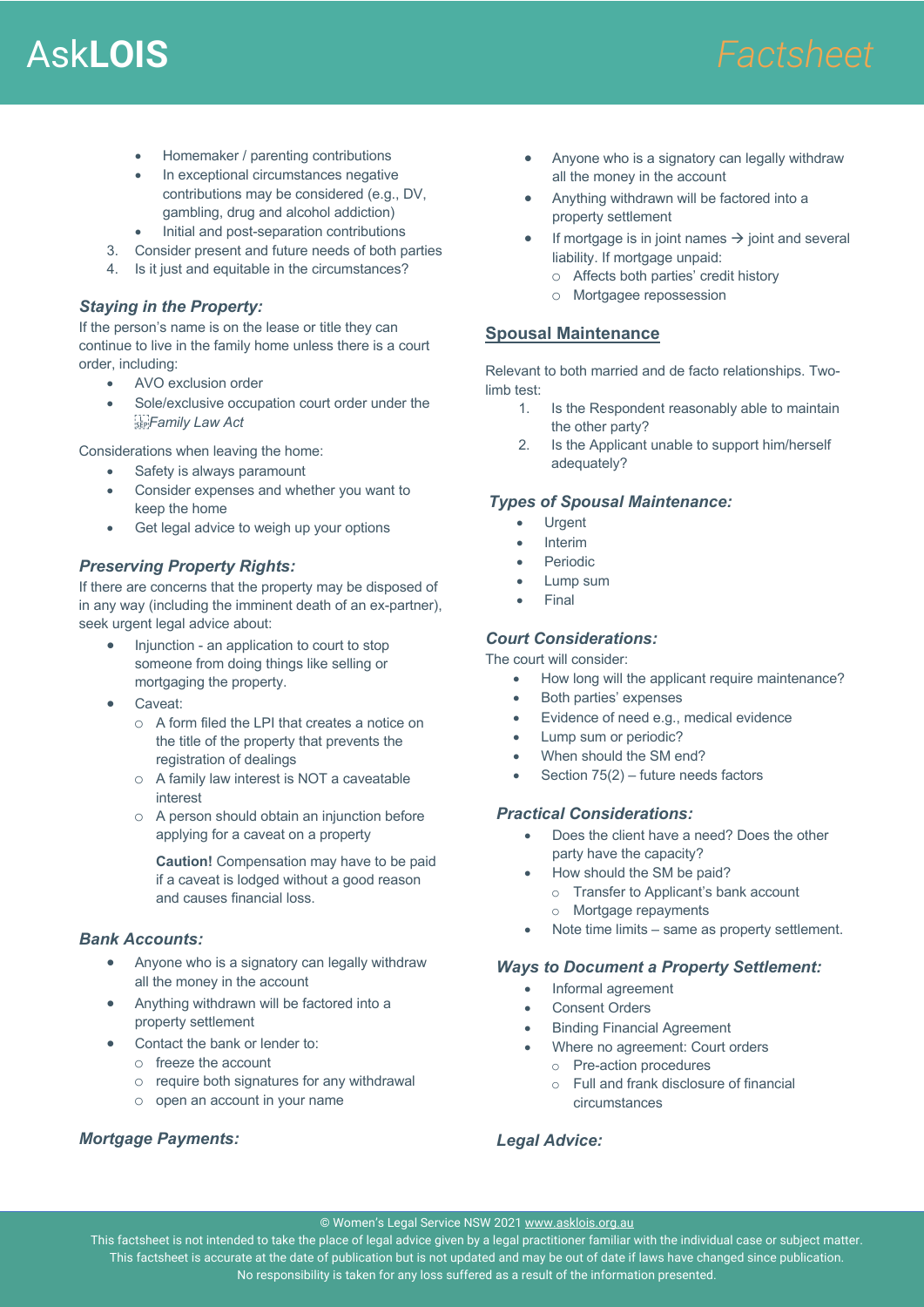- Homemaker / parenting contributions
- In exceptional circumstances negative contributions may be considered (e.g., DV, gambling, drug and alcohol addiction)
- Initial and post-separation contributions

3. Consider present and future needs of both parties
4. Is it just and equitable in the circumstances?

### *Staying in the Property:*

If the person's name is on the lease or title they can continue to live in the family home unless there is a court order, including:

- AVO exclusion order
- Sole/exclusive occupation court order under the *Family Law Act*

Considerations when leaving the home:

- Safety is always paramount
- Consider expenses and whether you want to keep the home
- Get legal advice to weigh up your options

### *Preserving Property Rights:*

If there are concerns that the property may be disposed of in any way (including the imminent death of an ex-partner), seek urgent legal advice about:

- Injunction - an application to court to stop someone from doing things like selling or mortgaging the property.
- Caveat:
  - A form filed the LPI that creates a notice on the title of the property that prevents the registration of dealings
  - A family law interest is NOT a caveatable interest
  - A person should obtain an injunction before applying for a caveat on a property

    **Caution!** Compensation may have to be paid if a caveat is lodged without a good reason and causes financial loss.

### *Bank Accounts:*

- Anyone who is a signatory can legally withdraw all the money in the account
- Anything withdrawn will be factored into a property settlement
- Contact the bank or lender to:
  - freeze the account
  - require both signatures for any withdrawal
  - open an account in your name

### *Mortgage Payments:*

- Anyone who is a signatory can legally withdraw all the money in the account
- Anything withdrawn will be factored into a property settlement
- If mortgage is in joint names → joint and several liability. If mortgage unpaid:
  - Affects both parties' credit history
  - Mortgagee repossession

## Spousal Maintenance

Relevant to both married and de facto relationships. Two-limb test:

1. Is the Respondent reasonably able to maintain the other party?
2. Is the Applicant unable to support him/herself adequately?

### *Types of Spousal Maintenance:*

- Urgent
- Interim
- Periodic
- Lump sum
- Final

### *Court Considerations:*

The court will consider:

- How long will the applicant require maintenance?
- Both parties' expenses
- Evidence of need e.g., medical evidence
- Lump sum or periodic?
- When should the SM end?
- Section 75(2) – future needs factors

### *Practical Considerations:*

- Does the client have a need? Does the other party have the capacity?
- How should the SM be paid?
  - Transfer to Applicant's bank account
  - Mortgage repayments
- Note time limits – same as property settlement.

### *Ways to Document a Property Settlement:*

- Informal agreement
- Consent Orders
- Binding Financial Agreement
- Where no agreement: Court orders
  - Pre-action procedures
  - Full and frank disclosure of financial circumstances

### *Legal Advice:*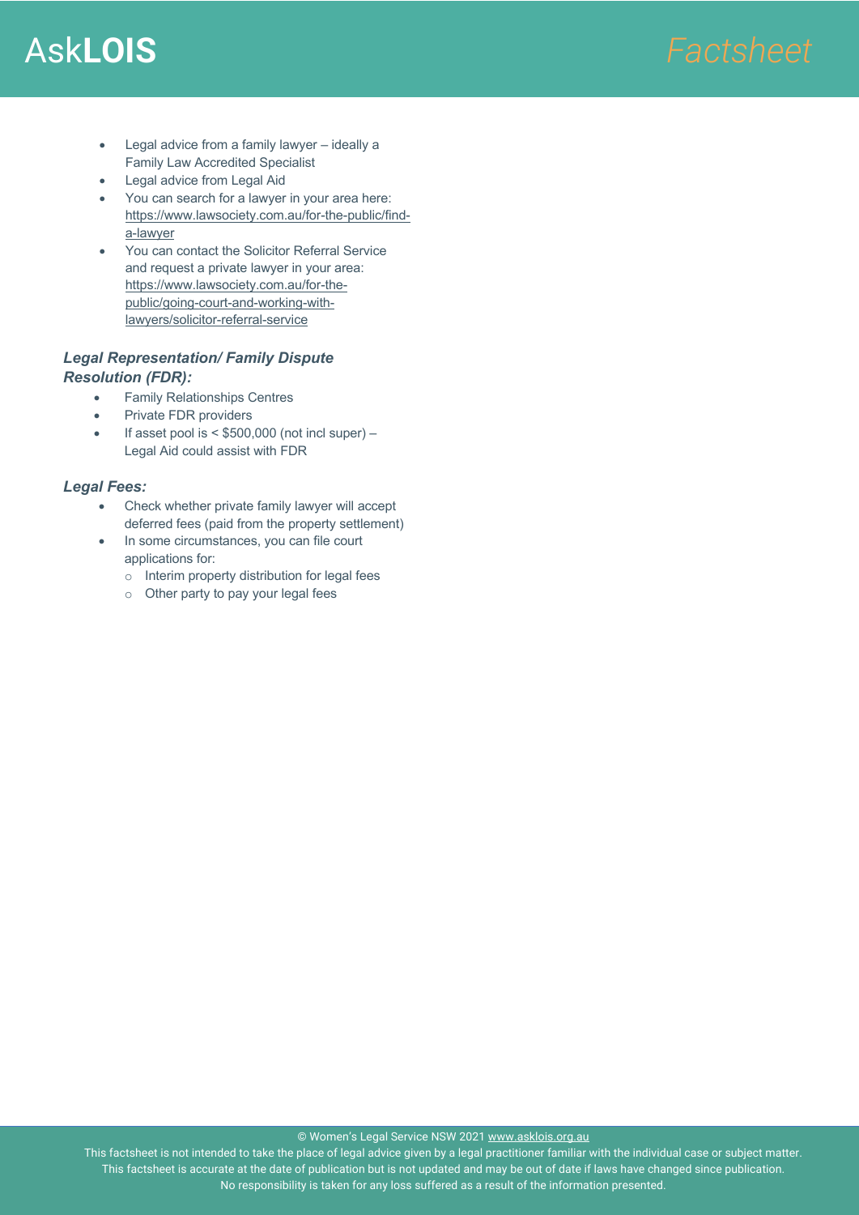- Legal advice from a family lawyer – ideally a Family Law Accredited Specialist
- Legal advice from Legal Aid
- You can search for a lawyer in your area here: https://www.lawsociety.com.au/for-the-public/find-a-lawyer
- You can contact the Solicitor Referral Service and request a private lawyer in your area: https://www.lawsociety.com.au/for-the-public/going-court-and-working-with-lawyers/solicitor-referral-service

### *Legal Representation/ Family Dispute Resolution (FDR):*

- Family Relationships Centres
- Private FDR providers
- If asset pool is < $500,000 (not incl super) – Legal Aid could assist with FDR

### *Legal Fees:*

- Check whether private family lawyer will accept deferred fees (paid from the property settlement)
- In some circumstances, you can file court applications for:
  - Interim property distribution for legal fees
  - Other party to pay your legal fees